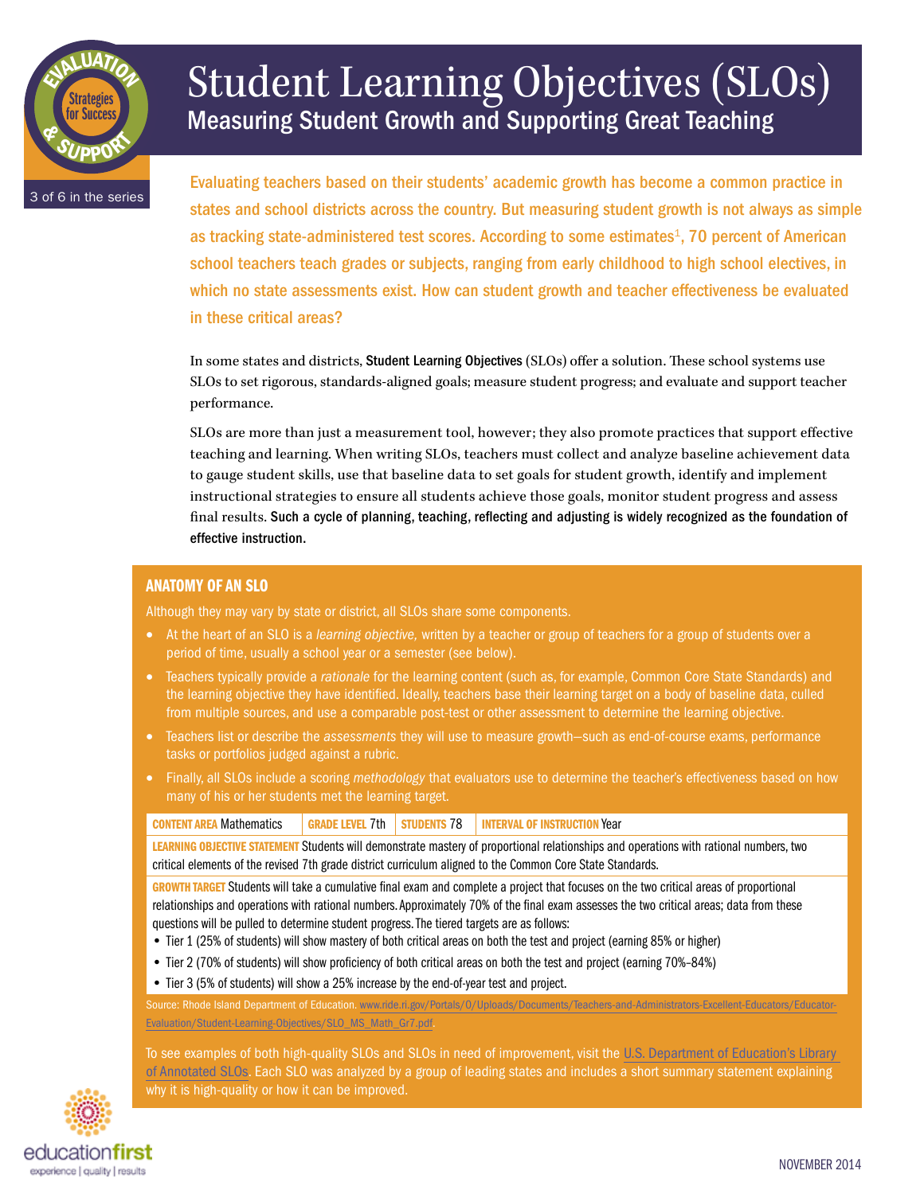# Student Learning Objectives (SLOs)

## Measuring Student Growth and Supporting Great Teaching

3 of 6 in the series

**Evaluating teachers based on their students' academic growth has become a common practice in states and school districts across the country. But measuring student growth is not always as simple as tracking state-administered test scores. According to some estimates[1], 70 percent of American school teachers teach grades or subjects, ranging from early childhood to high school electives, in which no state assessments exist. How can student growth and teacher effectiveness be evaluated in these critical areas?**

In some states and districts, **Student Learning Objectives** (SLOs) offer a solution. These school systems use SLOs to set rigorous, standards-aligned goals; measure student progress; and evaluate and support teacher performance.

SLOs are more than just a measurement tool, however; they also promote practices that support effective teaching and learning. When writing SLOs, teachers must collect and analyze baseline achievement data to gauge student skills, use that baseline data to set goals for student growth, identify and implement instructional strategies to ensure all students achieve those goals, monitor student progress and assess final results. **Such a cycle of planning, teaching, reflecting and adjusting is widely recognized as the foundation of effective instruction.**

### ANATOMY OF AN SLO

Although they may vary by state or district, all SLOs share some components.

- At the heart of an SLO is a *learning objective,* written by a teacher or group of teachers for a group of students over a period of time, usually a school year or a semester (see below).
- Teachers typically provide a *rationale* for the learning content (such as, for example, Common Core State Standards) and the learning objective they have identified. Ideally, teachers base their learning target on a body of baseline data, culled from multiple sources, and use a comparable post-test or other assessment to determine the learning objective.
- Teachers list or describe the *assessments* they will use to measure growth—such as end-of-course exams, performance tasks or portfolios judged against a rubric.
- Finally, all SLOs include a scoring *methodology* that evaluators use to determine the teacher's effectiveness based on how many of his or her students met the learning target.

| **CONTENT AREA** Mathematics | **GRADE LEVEL** 7th | **STUDENTS** 78 | **INTERVAL OF INSTRUCTION** Year |
|---|---|---|---|

**LEARNING OBJECTIVE STATEMENT** Students will demonstrate mastery of proportional relationships and operations with rational numbers, two critical elements of the revised 7th grade district curriculum aligned to the Common Core State Standards.

**GROWTH TARGET** Students will take a cumulative final exam and complete a project that focuses on the two critical areas of proportional relationships and operations with rational numbers. Approximately 70% of the final exam assesses the two critical areas; data from these questions will be pulled to determine student progress. The tiered targets are as follows:

- Tier 1 (25% of students) will show mastery of both critical areas on both the test and project (earning 85% or higher)
- Tier 2 (70% of students) will show proficiency of both critical areas on both the test and project (earning 70%–84%)
- Tier 3 (5% of students) will show a 25% increase by the end-of-year test and project.

Source: Rhode Island Department of Education. www.ride.ri.gov/Portals/0/Uploads/Documents/Teachers-and-Administrators-Excellent-Educators/Educator-Evaluation/Student-Learning-Objectives/SLO_MS_Math_Gr7.pdf

To see examples of both high-quality SLOs and SLOs in need of improvement, visit the U.S. Department of Education's Library of Annotated SLOs. Each SLO was analyzed by a group of leading states and includes a short summary statement explaining why it is high-quality or how it can be improved.

educationfirst
experience | quality | results

NOVEMBER 2014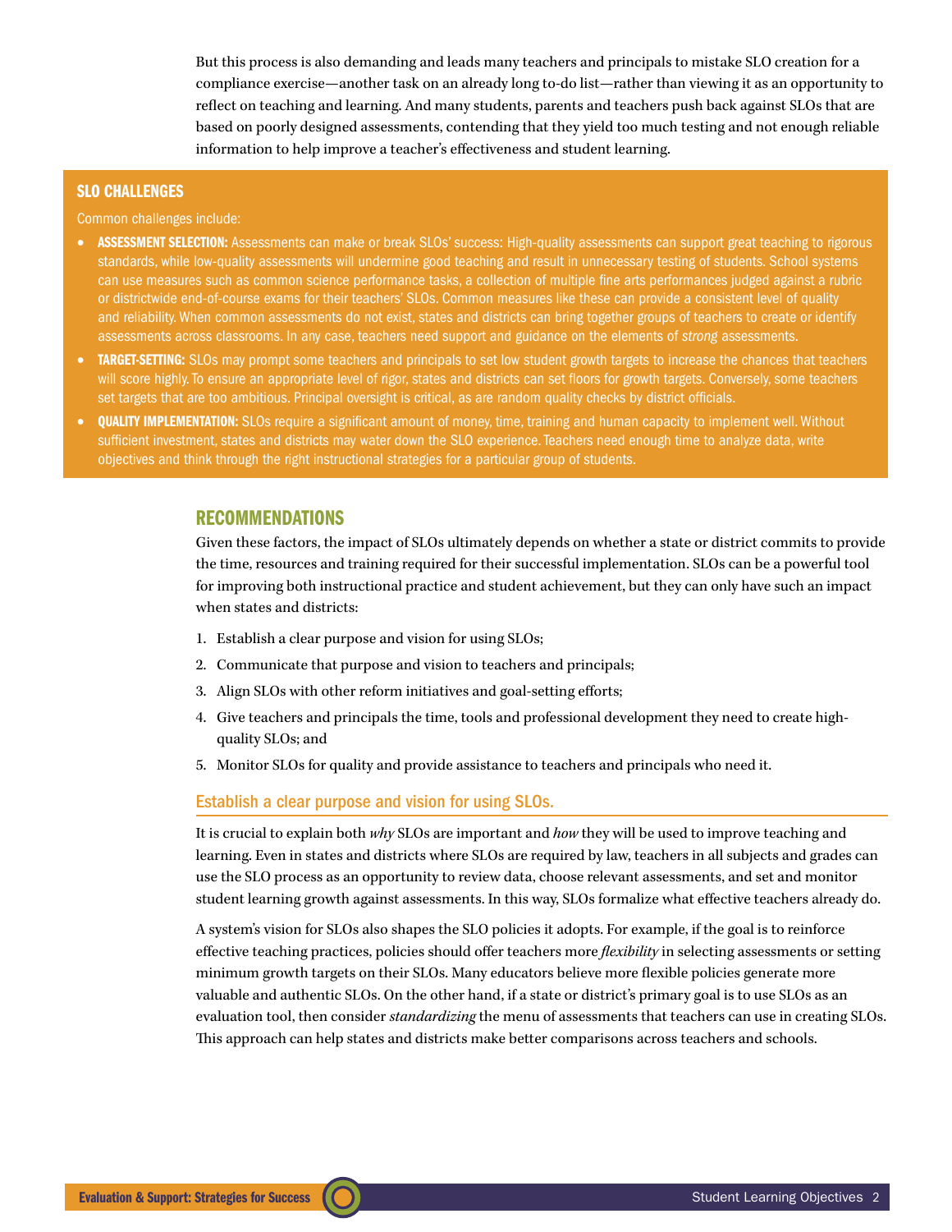But this process is also demanding and leads many teachers and principals to mistake SLO creation for a compliance exercise—another task on an already long to-do list—rather than viewing it as an opportunity to reflect on teaching and learning. And many students, parents and teachers push back against SLOs that are based on poorly designed assessments, contending that they yield too much testing and not enough reliable information to help improve a teacher's effectiveness and student learning.

### SLO CHALLENGES

Common challenges include:

- **ASSESSMENT SELECTION:** Assessments can make or break SLOs' success: High-quality assessments can support great teaching to rigorous standards, while low-quality assessments will undermine good teaching and result in unnecessary testing of students. School systems can use measures such as common science performance tasks, a collection of multiple fine arts performances judged against a rubric or districtwide end-of-course exams for their teachers' SLOs. Common measures like these can provide a consistent level of quality and reliability. When common assessments do not exist, states and districts can bring together groups of teachers to create or identify assessments across classrooms. In any case, teachers need support and guidance on the elements of *strong* assessments.
- **TARGET-SETTING:** SLOs may prompt some teachers and principals to set low student growth targets to increase the chances that teachers will score highly. To ensure an appropriate level of rigor, states and districts can set floors for growth targets. Conversely, some teachers set targets that are too ambitious. Principal oversight is critical, as are random quality checks by district officials.
- **QUALITY IMPLEMENTATION:** SLOs require a significant amount of money, time, training and human capacity to implement well. Without sufficient investment, states and districts may water down the SLO experience. Teachers need enough time to analyze data, write objectives and think through the right instructional strategies for a particular group of students.

## RECOMMENDATIONS

Given these factors, the impact of SLOs ultimately depends on whether a state or district commits to provide the time, resources and training required for their successful implementation. SLOs can be a powerful tool for improving both instructional practice and student achievement, but they can only have such an impact when states and districts:

1. Establish a clear purpose and vision for using SLOs;
2. Communicate that purpose and vision to teachers and principals;
3. Align SLOs with other reform initiatives and goal-setting efforts;
4. Give teachers and principals the time, tools and professional development they need to create high-quality SLOs; and
5. Monitor SLOs for quality and provide assistance to teachers and principals who need it.

### Establish a clear purpose and vision for using SLOs.

It is crucial to explain both *why* SLOs are important and *how* they will be used to improve teaching and learning. Even in states and districts where SLOs are required by law, teachers in all subjects and grades can use the SLO process as an opportunity to review data, choose relevant assessments, and set and monitor student learning growth against assessments. In this way, SLOs formalize what effective teachers already do.

A system's vision for SLOs also shapes the SLO policies it adopts. For example, if the goal is to reinforce effective teaching practices, policies should offer teachers more *flexibility* in selecting assessments or setting minimum growth targets on their SLOs. Many educators believe more flexible policies generate more valuable and authentic SLOs. On the other hand, if a state or district's primary goal is to use SLOs as an evaluation tool, then consider *standardizing* the menu of assessments that teachers can use in creating SLOs. This approach can help states and districts make better comparisons across teachers and schools.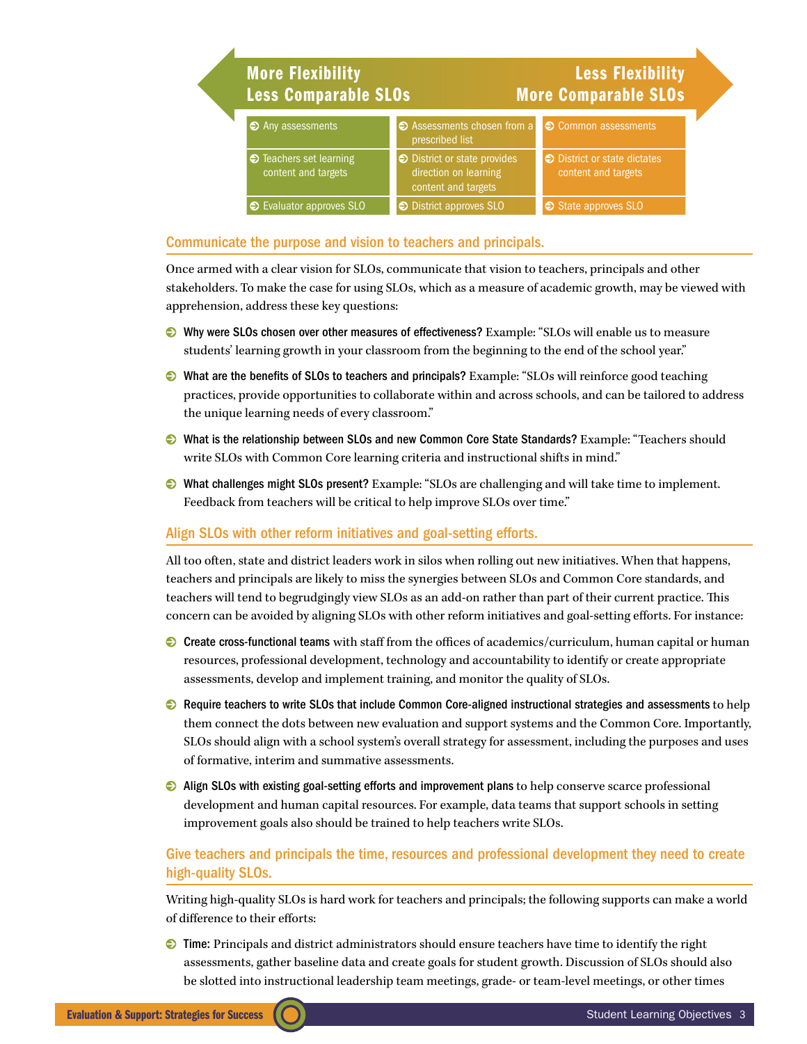| More Flexibility<br>Less Comparable SLOs | | Less Flexibility<br>More Comparable SLOs |
|---|---|---|
| Any assessments | Assessments chosen from a prescribed list | Common assessments |
| Teachers set learning content and targets | District or state provides direction on learning content and targets | District or state dictates content and targets |
| Evaluator approves SLO | District approves SLO | State approves SLO |

## Communicate the purpose and vision to teachers and principals.

Once armed with a clear vision for SLOs, communicate that vision to teachers, principals and other stakeholders. To make the case for using SLOs, which as a measure of academic growth, may be viewed with apprehension, address these key questions:

- **Why were SLOs chosen over other measures of effectiveness?** Example: "SLOs will enable us to measure students' learning growth in your classroom from the beginning to the end of the school year."
- **What are the benefits of SLOs to teachers and principals?** Example: "SLOs will reinforce good teaching practices, provide opportunities to collaborate within and across schools, and can be tailored to address the unique learning needs of every classroom."
- **What is the relationship between SLOs and new Common Core State Standards?** Example: "Teachers should write SLOs with Common Core learning criteria and instructional shifts in mind."
- **What challenges might SLOs present?** Example: "SLOs are challenging and will take time to implement. Feedback from teachers will be critical to help improve SLOs over time."

## Align SLOs with other reform initiatives and goal-setting efforts.

All too often, state and district leaders work in silos when rolling out new initiatives. When that happens, teachers and principals are likely to miss the synergies between SLOs and Common Core standards, and teachers will tend to begrudgingly view SLOs as an add-on rather than part of their current practice. This concern can be avoided by aligning SLOs with other reform initiatives and goal-setting efforts. For instance:

- **Create cross-functional teams** with staff from the offices of academics/curriculum, human capital or human resources, professional development, technology and accountability to identify or create appropriate assessments, develop and implement training, and monitor the quality of SLOs.
- **Require teachers to write SLOs that include Common Core-aligned instructional strategies and assessments** to help them connect the dots between new evaluation and support systems and the Common Core. Importantly, SLOs should align with a school system's overall strategy for assessment, including the purposes and uses of formative, interim and summative assessments.
- **Align SLOs with existing goal-setting efforts and improvement plans** to help conserve scarce professional development and human capital resources. For example, data teams that support schools in setting improvement goals also should be trained to help teachers write SLOs.

## Give teachers and principals the time, resources and professional development they need to create high-quality SLOs.

Writing high-quality SLOs is hard work for teachers and principals; the following supports can make a world of difference to their efforts:

- **Time:** Principals and district administrators should ensure teachers have time to identify the right assessments, gather baseline data and create goals for student growth. Discussion of SLOs should also be slotted into instructional leadership team meetings, grade- or team-level meetings, or other times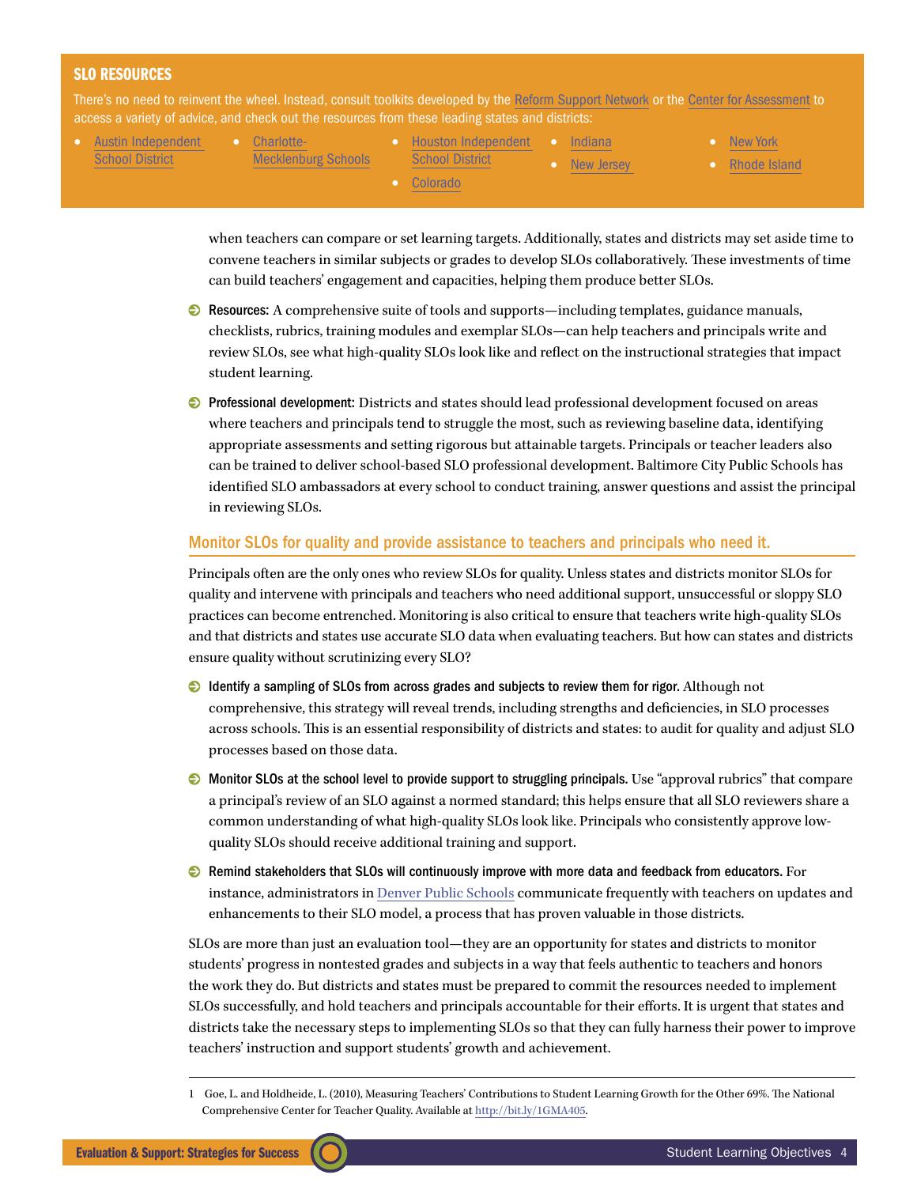## SLO RESOURCES

There's no need to reinvent the wheel. Instead, consult toolkits developed by the Reform Support Network or the Center for Assessment to access a variety of advice, and check out the resources from these leading states and districts:

- Austin Independent School District
- Charlotte-Mecklenburg Schools
- Houston Independent School District
- Colorado
- Indiana
- New Jersey
- New York
- Rhode Island

when teachers can compare or set learning targets. Additionally, states and districts may set aside time to convene teachers in similar subjects or grades to develop SLOs collaboratively. These investments of time can build teachers' engagement and capacities, helping them produce better SLOs.

- **Resources:** A comprehensive suite of tools and supports—including templates, guidance manuals, checklists, rubrics, training modules and exemplar SLOs—can help teachers and principals write and review SLOs, see what high-quality SLOs look like and reflect on the instructional strategies that impact student learning.

- **Professional development:** Districts and states should lead professional development focused on areas where teachers and principals tend to struggle the most, such as reviewing baseline data, identifying appropriate assessments and setting rigorous but attainable targets. Principals or teacher leaders also can be trained to deliver school-based SLO professional development. Baltimore City Public Schools has identified SLO ambassadors at every school to conduct training, answer questions and assist the principal in reviewing SLOs.

### Monitor SLOs for quality and provide assistance to teachers and principals who need it.

Principals often are the only ones who review SLOs for quality. Unless states and districts monitor SLOs for quality and intervene with principals and teachers who need additional support, unsuccessful or sloppy SLO practices can become entrenched. Monitoring is also critical to ensure that teachers write high-quality SLOs and that districts and states use accurate SLO data when evaluating teachers. But how can states and districts ensure quality without scrutinizing every SLO?

- **Identify a sampling of SLOs from across grades and subjects to review them for rigor.** Although not comprehensive, this strategy will reveal trends, including strengths and deficiencies, in SLO processes across schools. This is an essential responsibility of districts and states: to audit for quality and adjust SLO processes based on those data.

- **Monitor SLOs at the school level to provide support to struggling principals.** Use "approval rubrics" that compare a principal's review of an SLO against a normed standard; this helps ensure that all SLO reviewers share a common understanding of what high-quality SLOs look like. Principals who consistently approve low-quality SLOs should receive additional training and support.

- **Remind stakeholders that SLOs will continuously improve with more data and feedback from educators.** For instance, administrators in Denver Public Schools communicate frequently with teachers on updates and enhancements to their SLO model, a process that has proven valuable in those districts.

SLOs are more than just an evaluation tool—they are an opportunity for states and districts to monitor students' progress in nontested grades and subjects in a way that feels authentic to teachers and honors the work they do. But districts and states must be prepared to commit the resources needed to implement SLOs successfully, and hold teachers and principals accountable for their efforts. It is urgent that states and districts take the necessary steps to implementing SLOs so that they can fully harness their power to improve teachers' instruction and support students' growth and achievement.

---

1 Goe, L. and Holdheide, L. (2010), Measuring Teachers' Contributions to Student Learning Growth for the Other 69%. The National Comprehensive Center for Teacher Quality. Available at http://bit.ly/1GMA405.